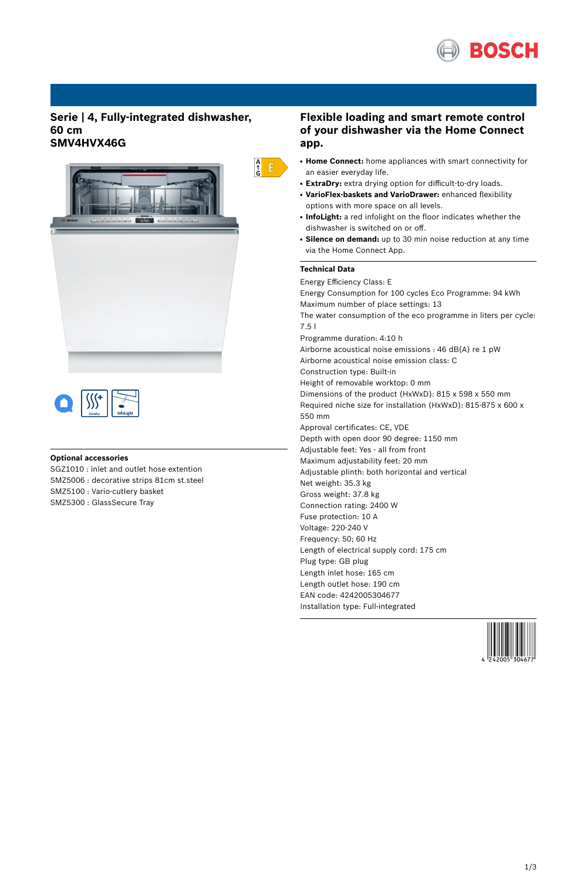# Serie | 4, Fully-integrated dishwasher, 60 cm
# SMV4HVX46G

## Optional accessories

SGZ1010 : inlet and outlet hose extention
SMZ5006 : decorative strips 81cm st.steel
SMZ5100 : Vario-cutlery basket
SMZ5300 : GlassSecure Tray

## Flexible loading and smart remote control of your dishwasher via the Home Connect app.

- **Home Connect:** home appliances with smart connectivity for an easier everyday life.
- **ExtraDry:** extra drying option for difficult-to-dry loads.
- **VarioFlex-baskets and VarioDrawer:** enhanced flexibility options with more space on all levels.
- **InfoLight:** a red infolight on the floor indicates whether the dishwasher is switched on or off.
- **Silence on demand:** up to 30 min noise reduction at any time via the Home Connect App.

### Technical Data

Energy Efficiency Class: E
Energy Consumption for 100 cycles Eco Programme: 94 kWh
Maximum number of place settings: 13
The water consumption of the eco programme in liters per cycle: 7.5 l
Programme duration: 4:10 h
Airborne acoustical noise emissions : 46 dB(A) re 1 pW
Airborne acoustical noise emission class: C
Construction type: Built-in
Height of removable worktop: 0 mm
Dimensions of the product (HxWxD): 815 x 598 x 550 mm
Required niche size for installation (HxWxD): 815-875 x 600 x 550 mm
Approval certificates: CE, VDE
Depth with open door 90 degree: 1150 mm
Adjustable feet: Yes - all from front
Maximum adjustability feet: 20 mm
Adjustable plinth: both horizontal and vertical
Net weight: 35.3 kg
Gross weight: 37.8 kg
Connection rating: 2400 W
Fuse protection: 10 A
Voltage: 220-240 V
Frequency: 50; 60 Hz
Length of electrical supply cord: 175 cm
Plug type: GB plug
Length inlet hose: 165 cm
Length outlet hose: 190 cm
EAN code: 4242005304677
Installation type: Full-integrated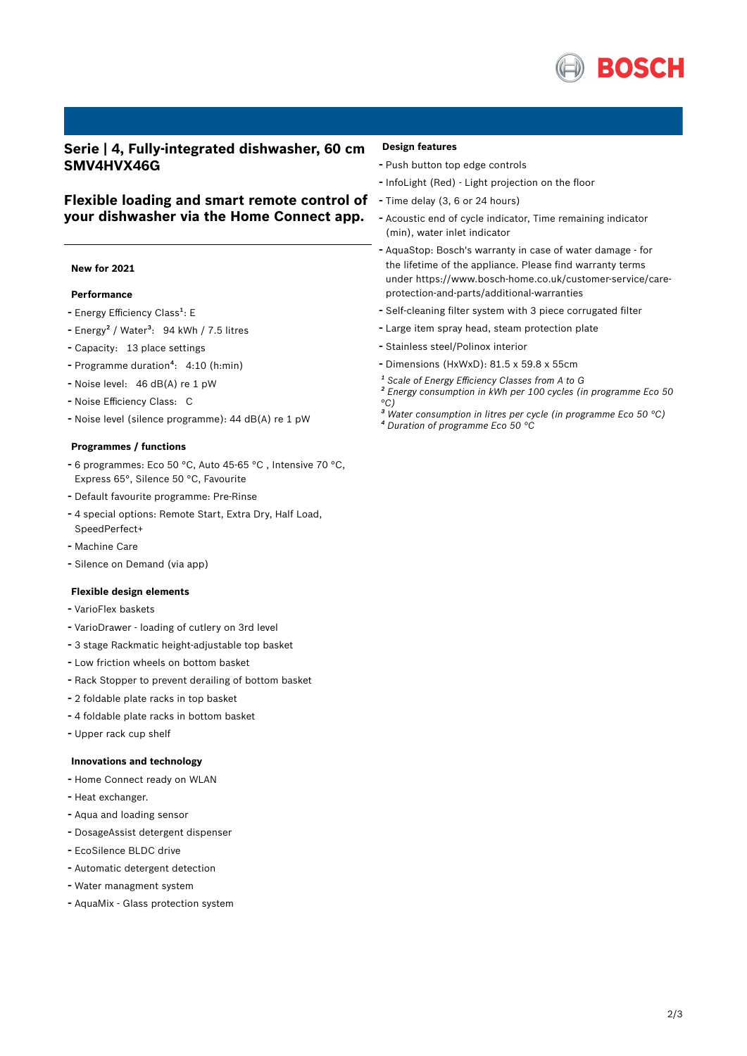# Serie | 4, Fully-integrated dishwasher, 60 cm SMV4HVX46G

## Flexible loading and smart remote control of your dishwasher via the Home Connect app.

**New for 2021**

**Performance**

- Energy Efficiency Class[1]: E
- Energy[2] / Water[3]: 94 kWh / 7.5 litres
- Capacity: 13 place settings
- Programme duration[4]: 4:10 (h:min)
- Noise level: 46 dB(A) re 1 pW
- Noise Efficiency Class: C
- Noise level (silence programme): 44 dB(A) re 1 pW

**Programmes / functions**

- 6 programmes: Eco 50 °C, Auto 45-65 °C , Intensive 70 °C, Express 65°, Silence 50 °C, Favourite
- Default favourite programme: Pre-Rinse
- 4 special options: Remote Start, Extra Dry, Half Load, SpeedPerfect+
- Machine Care
- Silence on Demand (via app)

**Flexible design elements**

- VarioFlex baskets
- VarioDrawer - loading of cutlery on 3rd level
- 3 stage Rackmatic height-adjustable top basket
- Low friction wheels on bottom basket
- Rack Stopper to prevent derailing of bottom basket
- 2 foldable plate racks in top basket
- 4 foldable plate racks in bottom basket
- Upper rack cup shelf

**Innovations and technology**

- Home Connect ready on WLAN
- Heat exchanger.
- Aqua and loading sensor
- DosageAssist detergent dispenser
- EcoSilence BLDC drive
- Automatic detergent detection
- Water managment system
- AquaMix - Glass protection system

**Design features**

- Push button top edge controls
- InfoLight (Red) - Light projection on the floor
- Time delay (3, 6 or 24 hours)
- Acoustic end of cycle indicator, Time remaining indicator (min), water inlet indicator
- AquaStop: Bosch's warranty in case of water damage - for the lifetime of the appliance. Please find warranty terms under https://www.bosch-home.co.uk/customer-service/care-protection-and-parts/additional-warranties
- Self-cleaning filter system with 3 piece corrugated filter
- Large item spray head, steam protection plate
- Stainless steel/Polinox interior
- Dimensions (HxWxD): 81.5 x 59.8 x 55cm

*[1] Scale of Energy Efficiency Classes from A to G*
*[2] Energy consumption in kWh per 100 cycles (in programme Eco 50 °C)*
*[3] Water consumption in litres per cycle (in programme Eco 50 °C)*
*[4] Duration of programme Eco 50 °C*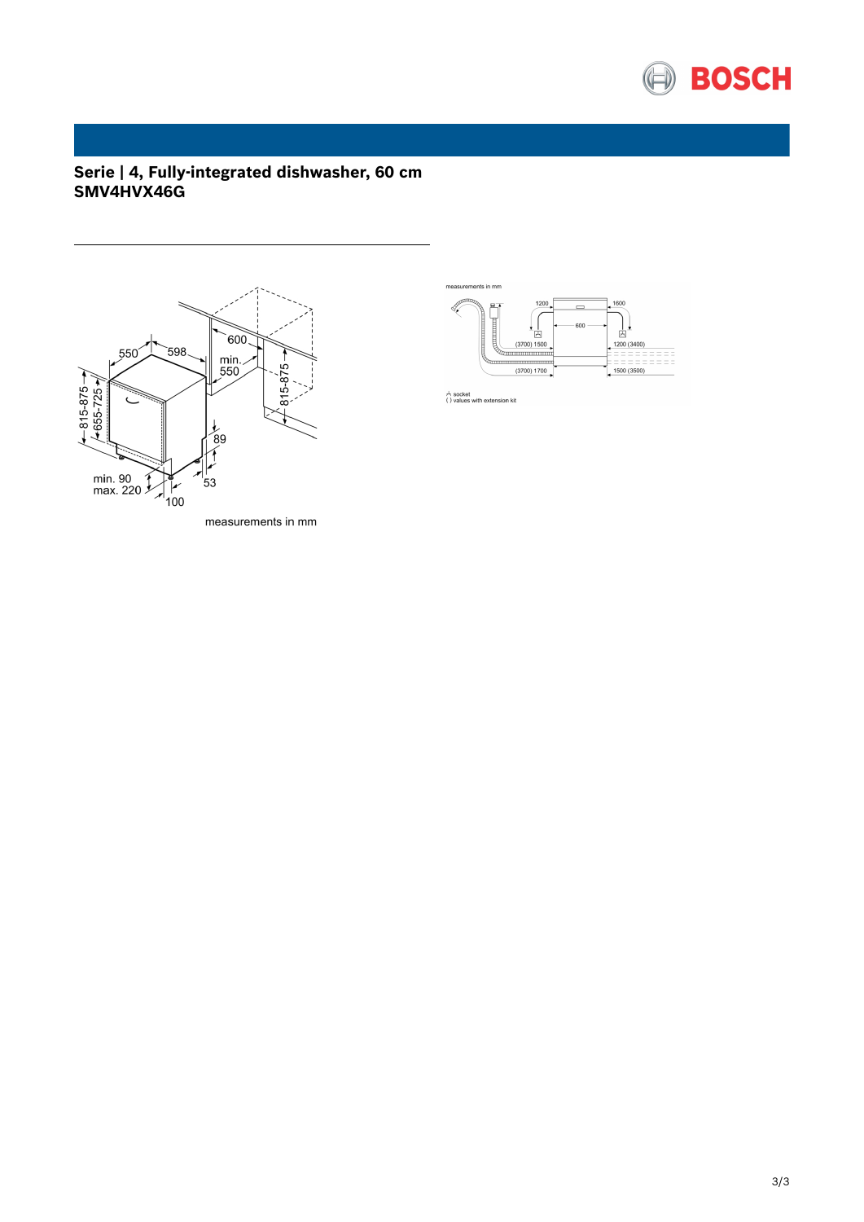# Serie | 4, Fully-integrated dishwasher, 60 cm
## SMV4HVX46G

550
598
600
min. 550
815-875
655-725
815-875
89
53
min. 90
max. 220
100

measurements in mm

measurements in mm
1200
1600
600
(3700) 1500
1200 (3400)
(3700) 1700
1500 (3500)
socket
( ) values with extension kit